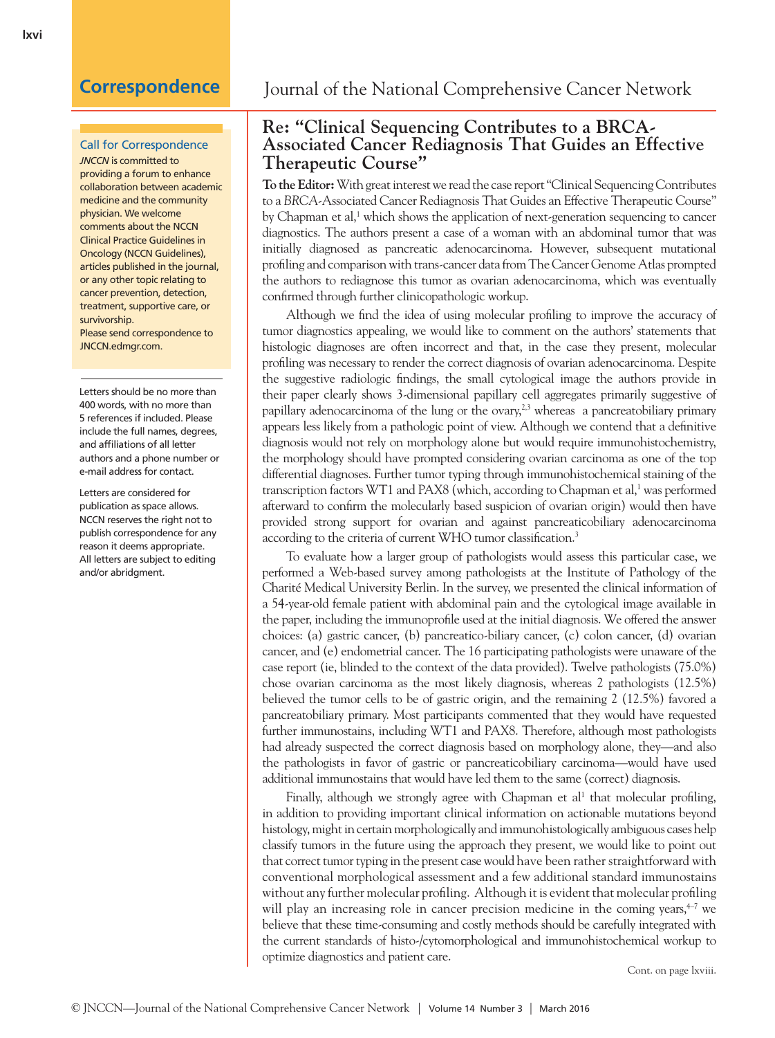## Correspondence

### Call for Correspondence

*JNCCN* is committed to providing a forum to enhance collaboration between academic medicine and the community physician. We welcome comments about the NCCN Clinical Practice Guidelines in Oncology (NCCN Guidelines), articles published in the journal, or any other topic relating to cancer prevention, detection, treatment, supportive care, or survivorship.

Please send correspondence to JNCCN.edmgr.com.

Letters should be no more than 400 words, with no more than 5 references if included. Please include the full names, degrees, and affiliations of all letter authors and a phone number or e-mail address for contact.

Letters are considered for publication as space allows. NCCN reserves the right not to publish correspondence for any reason it deems appropriate. All letters are subject to editing and/or abridgment.

# Re: "Clinical Sequencing Contributes to a BRCA-Associated Cancer Rediagnosis That Guides an Effective Therapeutic Course"

**To the Editor:** With great interest we read the case report "Clinical Sequencing Contributes to a *BRCA*-Associated Cancer Rediagnosis That Guides an Effective Therapeutic Course" by Chapman et al,[1] which shows the application of next-generation sequencing to cancer diagnostics. The authors present a case of a woman with an abdominal tumor that was initially diagnosed as pancreatic adenocarcinoma. However, subsequent mutational profiling and comparison with trans-cancer data from The Cancer Genome Atlas prompted the authors to rediagnose this tumor as ovarian adenocarcinoma, which was eventually confirmed through further clinicopathologic workup.

Although we find the idea of using molecular profiling to improve the accuracy of tumor diagnostics appealing, we would like to comment on the authors' statements that histologic diagnoses are often incorrect and that, in the case they present, molecular profiling was necessary to render the correct diagnosis of ovarian adenocarcinoma. Despite the suggestive radiologic findings, the small cytological image the authors provide in their paper clearly shows 3-dimensional papillary cell aggregates primarily suggestive of papillary adenocarcinoma of the lung or the ovary,[2,3] whereas a pancreatobiliary primary appears less likely from a pathologic point of view. Although we contend that a definitive diagnosis would not rely on morphology alone but would require immunohistochemistry, the morphology should have prompted considering ovarian carcinoma as one of the top differential diagnoses. Further tumor typing through immunohistochemical staining of the transcription factors WT1 and PAX8 (which, according to Chapman et al,[1] was performed afterward to confirm the molecularly based suspicion of ovarian origin) would then have provided strong support for ovarian and against pancreaticobiliary adenocarcinoma according to the criteria of current WHO tumor classification.[3]

To evaluate how a larger group of pathologists would assess this particular case, we performed a Web-based survey among pathologists at the Institute of Pathology of the Charité Medical University Berlin. In the survey, we presented the clinical information of a 54-year-old female patient with abdominal pain and the cytological image available in the paper, including the immunoprofile used at the initial diagnosis. We offered the answer choices: (a) gastric cancer, (b) pancreatico-biliary cancer, (c) colon cancer, (d) ovarian cancer, and (e) endometrial cancer. The 16 participating pathologists were unaware of the case report (ie, blinded to the context of the data provided). Twelve pathologists (75.0%) chose ovarian carcinoma as the most likely diagnosis, whereas 2 pathologists (12.5%) believed the tumor cells to be of gastric origin, and the remaining 2 (12.5%) favored a pancreatobiliary primary. Most participants commented that they would have requested further immunostains, including WT1 and PAX8. Therefore, although most pathologists had already suspected the correct diagnosis based on morphology alone, they—and also the pathologists in favor of gastric or pancreaticobiliary carcinoma—would have used additional immunostains that would have led them to the same (correct) diagnosis.

Finally, although we strongly agree with Chapman et al[1] that molecular profiling, in addition to providing important clinical information on actionable mutations beyond histology, might in certain morphologically and immunohistologically ambiguous cases help classify tumors in the future using the approach they present, we would like to point out that correct tumor typing in the present case would have been rather straightforward with conventional morphological assessment and a few additional standard immunostains without any further molecular profiling. Although it is evident that molecular profiling will play an increasing role in cancer precision medicine in the coming years,[4–7] we believe that these time-consuming and costly methods should be carefully integrated with the current standards of histo-/cytomorphological and immunohistochemical workup to optimize diagnostics and patient care.

Cont. on page lxviii.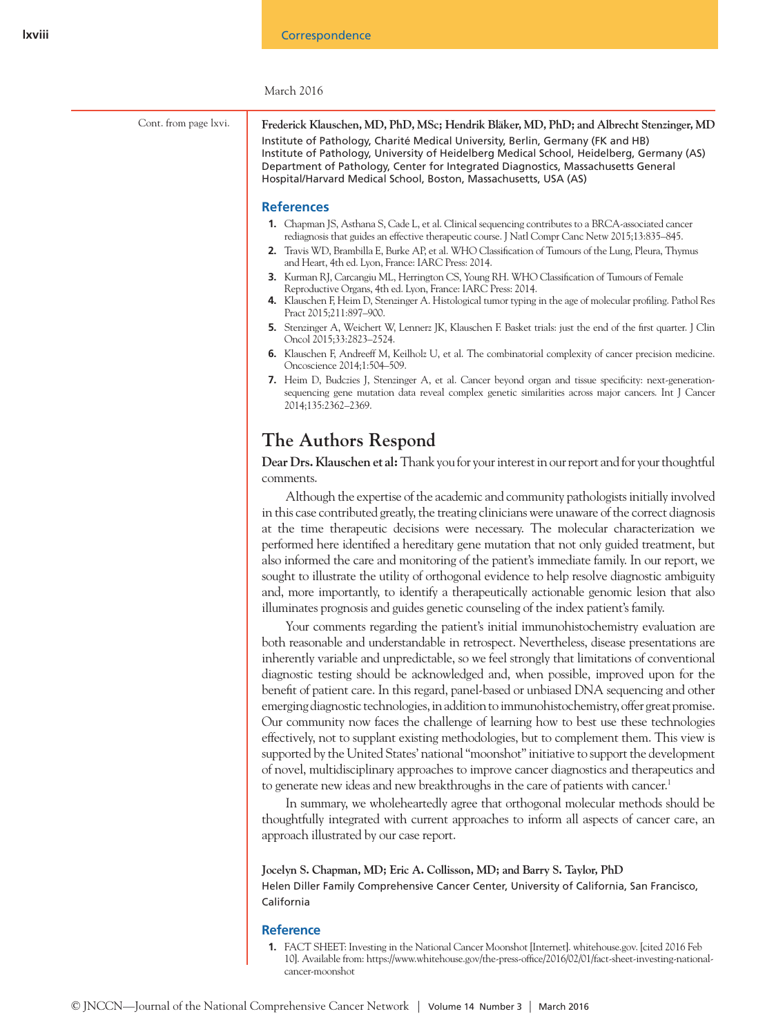Cont. from page lxvi.

**Frederick Klauschen, MD, PhD, MSc; Hendrik Bläker, MD, PhD; and Albrecht Stenzinger, MD**
Institute of Pathology, Charité Medical University, Berlin, Germany (FK and HB)
Institute of Pathology, University of Heidelberg Medical School, Heidelberg, Germany (AS)
Department of Pathology, Center for Integrated Diagnostics, Massachusetts General Hospital/Harvard Medical School, Boston, Massachusetts, USA (AS)

## References

1. Chapman JS, Asthana S, Cade L, et al. Clinical sequencing contributes to a BRCA-associated cancer rediagnosis that guides an effective therapeutic course. J Natl Compr Canc Netw 2015;13:835–845.
2. Travis WD, Brambilla E, Burke AP, et al. WHO Classification of Tumours of the Lung, Pleura, Thymus and Heart, 4th ed. Lyon, France: IARC Press: 2014.
3. Kurman RJ, Carcangiu ML, Herrington CS, Young RH. WHO Classification of Tumours of Female Reproductive Organs, 4th ed. Lyon, France: IARC Press: 2014.
4. Klauschen F, Heim D, Stenzinger A. Histological tumor typing in the age of molecular profiling. Pathol Res Pract 2015;211:897–900.
5. Stenzinger A, Weichert W, Lennerz JK, Klauschen F. Basket trials: just the end of the first quarter. J Clin Oncol 2015;33:2823–2524.
6. Klauschen F, Andreeff M, Keilholz U, et al. The combinatorial complexity of cancer precision medicine. Oncoscience 2014;1:504–509.
7. Heim D, Budczies J, Stenzinger A, et al. Cancer beyond organ and tissue specificity: next-generation-sequencing gene mutation data reveal complex genetic similarities across major cancers. Int J Cancer 2014;135:2362–2369.

# The Authors Respond

**Dear Drs. Klauschen et al:** Thank you for your interest in our report and for your thoughtful comments.

Although the expertise of the academic and community pathologists initially involved in this case contributed greatly, the treating clinicians were unaware of the correct diagnosis at the time therapeutic decisions were necessary. The molecular characterization we performed here identified a hereditary gene mutation that not only guided treatment, but also informed the care and monitoring of the patient's immediate family. In our report, we sought to illustrate the utility of orthogonal evidence to help resolve diagnostic ambiguity and, more importantly, to identify a therapeutically actionable genomic lesion that also illuminates prognosis and guides genetic counseling of the index patient's family.

Your comments regarding the patient's initial immunohistochemistry evaluation are both reasonable and understandable in retrospect. Nevertheless, disease presentations are inherently variable and unpredictable, so we feel strongly that limitations of conventional diagnostic testing should be acknowledged and, when possible, improved upon for the benefit of patient care. In this regard, panel-based or unbiased DNA sequencing and other emerging diagnostic technologies, in addition to immunohistochemistry, offer great promise. Our community now faces the challenge of learning how to best use these technologies effectively, not to supplant existing methodologies, but to complement them. This view is supported by the United States' national "moonshot" initiative to support the development of novel, multidisciplinary approaches to improve cancer diagnostics and therapeutics and to generate new ideas and new breakthroughs in the care of patients with cancer.[1]

In summary, we wholeheartedly agree that orthogonal molecular methods should be thoughtfully integrated with current approaches to inform all aspects of cancer care, an approach illustrated by our case report.

**Jocelyn S. Chapman, MD; Eric A. Collisson, MD; and Barry S. Taylor, PhD**
Helen Diller Family Comprehensive Cancer Center, University of California, San Francisco, California

## Reference

1. FACT SHEET: Investing in the National Cancer Moonshot [Internet]. whitehouse.gov. [cited 2016 Feb 10]. Available from: https://www.whitehouse.gov/the-press-office/2016/02/01/fact-sheet-investing-national-cancer-moonshot